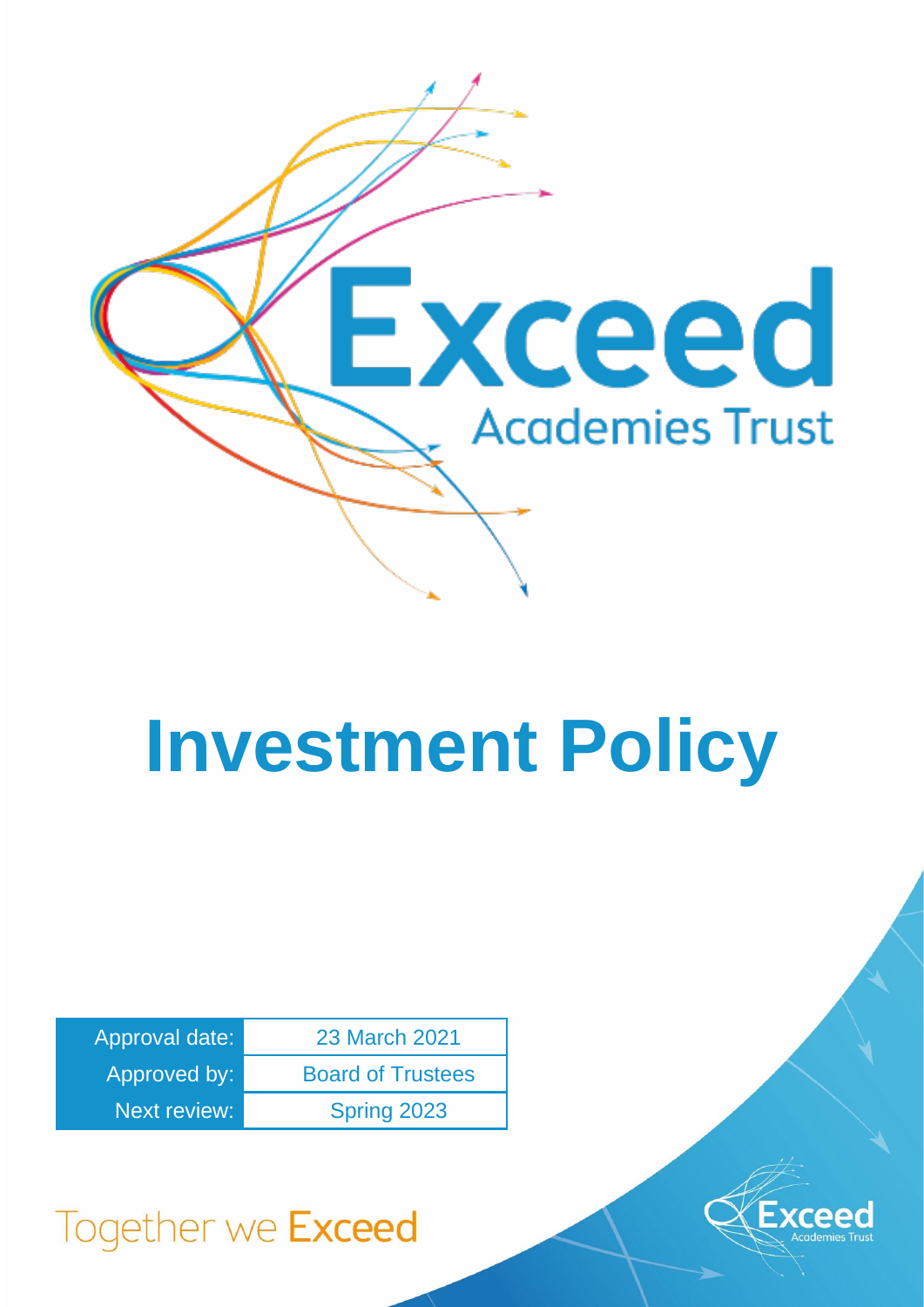Exceed Academies Trust

# Investment Policy

| Approval date: | 23 March 2021 |
| --- | --- |
| Approved by: | Board of Trustees |
| Next review: | Spring 2023 |

Together we Exceed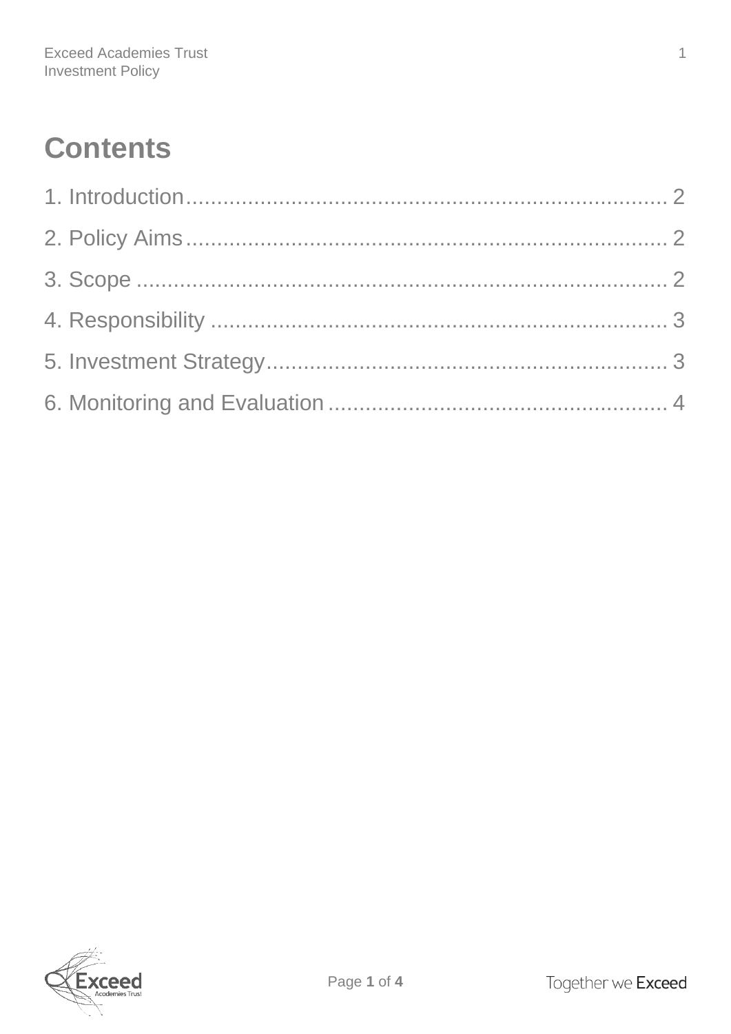# Contents

1. Introduction .................................................................. 2
2. Policy Aims .................................................................. 2
3. Scope .......................................................................... 2
4. Responsibility .............................................................. 3
5. Investment Strategy ...................................................... 3
6. Monitoring and Evaluation ............................................. 4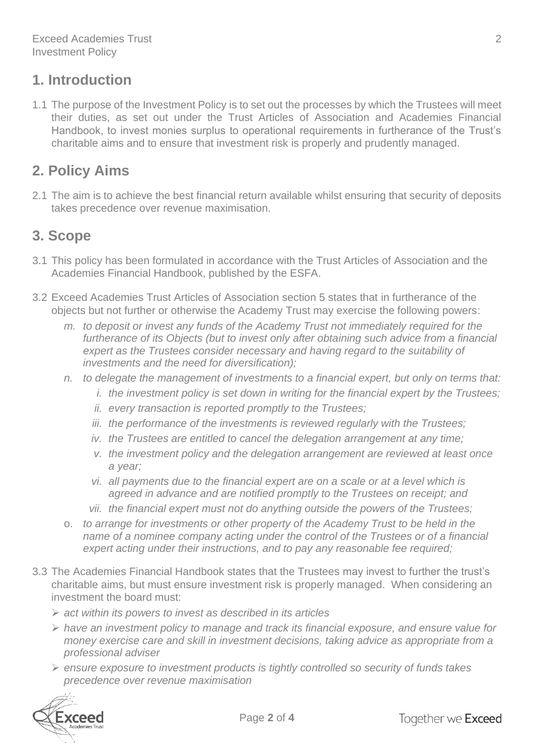## 1. Introduction

1.1 The purpose of the Investment Policy is to set out the processes by which the Trustees will meet their duties, as set out under the Trust Articles of Association and Academies Financial Handbook, to invest monies surplus to operational requirements in furtherance of the Trust's charitable aims and to ensure that investment risk is properly and prudently managed.

## 2. Policy Aims

2.1 The aim is to achieve the best financial return available whilst ensuring that security of deposits takes precedence over revenue maximisation.

## 3. Scope

3.1 This policy has been formulated in accordance with the Trust Articles of Association and the Academies Financial Handbook, published by the ESFA.

3.2 Exceed Academies Trust Articles of Association section 5 states that in furtherance of the objects but not further or otherwise the Academy Trust may exercise the following powers:

- m. *to deposit or invest any funds of the Academy Trust not immediately required for the furtherance of its Objects (but to invest only after obtaining such advice from a financial expert as the Trustees consider necessary and having regard to the suitability of investments and the need for diversification);*
- n. *to delegate the management of investments to a financial expert, but only on terms that:*
  - i. *the investment policy is set down in writing for the financial expert by the Trustees;*
  - ii. *every transaction is reported promptly to the Trustees;*
  - iii. *the performance of the investments is reviewed regularly with the Trustees;*
  - iv. *the Trustees are entitled to cancel the delegation arrangement at any time;*
  - v. *the investment policy and the delegation arrangement are reviewed at least once a year;*
  - vi. *all payments due to the financial expert are on a scale or at a level which is agreed in advance and are notified promptly to the Trustees on receipt; and*
  - vii. *the financial expert must not do anything outside the powers of the Trustees;*
- o. *to arrange for investments or other property of the Academy Trust to be held in the name of a nominee company acting under the control of the Trustees or of a financial expert acting under their instructions, and to pay any reasonable fee required;*

3.3 The Academies Financial Handbook states that the Trustees may invest to further the trust's charitable aims, but must ensure investment risk is properly managed. When considering an investment the board must:

- *act within its powers to invest as described in its articles*
- *have an investment policy to manage and track its financial exposure, and ensure value for money exercise care and skill in investment decisions, taking advice as appropriate from a professional adviser*
- *ensure exposure to investment products is tightly controlled so security of funds takes precedence over revenue maximisation*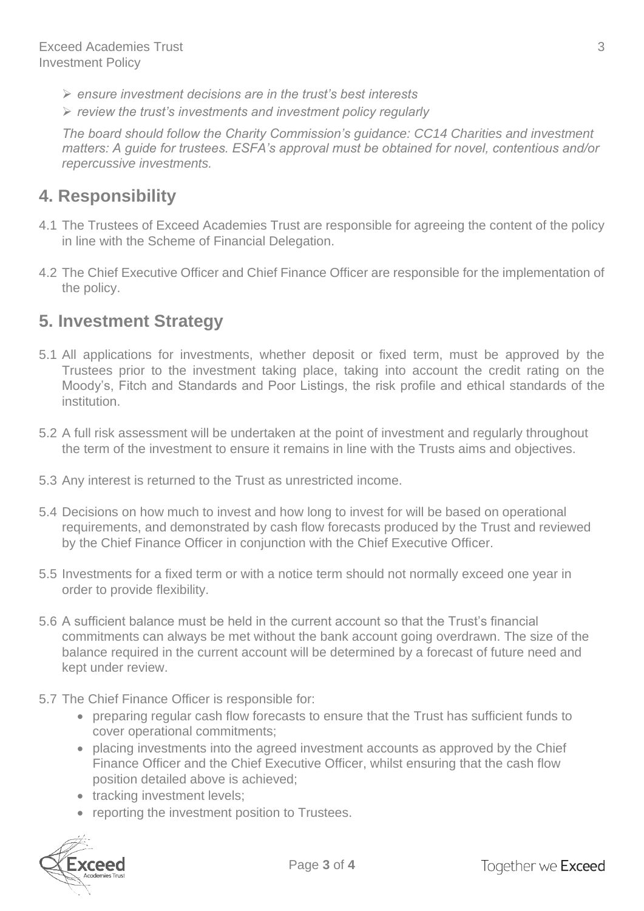- *ensure investment decisions are in the trust's best interests*
- *review the trust's investments and investment policy regularly*

*The board should follow the Charity Commission's guidance: CC14 Charities and investment matters: A guide for trustees. ESFA's approval must be obtained for novel, contentious and/or repercussive investments.*

## 4. Responsibility

4.1 The Trustees of Exceed Academies Trust are responsible for agreeing the content of the policy in line with the Scheme of Financial Delegation.

4.2 The Chief Executive Officer and Chief Finance Officer are responsible for the implementation of the policy.

## 5. Investment Strategy

5.1 All applications for investments, whether deposit or fixed term, must be approved by the Trustees prior to the investment taking place, taking into account the credit rating on the Moody's, Fitch and Standards and Poor Listings, the risk profile and ethical standards of the institution.

5.2 A full risk assessment will be undertaken at the point of investment and regularly throughout the term of the investment to ensure it remains in line with the Trusts aims and objectives.

5.3 Any interest is returned to the Trust as unrestricted income.

5.4 Decisions on how much to invest and how long to invest for will be based on operational requirements, and demonstrated by cash flow forecasts produced by the Trust and reviewed by the Chief Finance Officer in conjunction with the Chief Executive Officer.

5.5 Investments for a fixed term or with a notice term should not normally exceed one year in order to provide flexibility.

5.6 A sufficient balance must be held in the current account so that the Trust's financial commitments can always be met without the bank account going overdrawn. The size of the balance required in the current account will be determined by a forecast of future need and kept under review.

5.7 The Chief Finance Officer is responsible for:

- preparing regular cash flow forecasts to ensure that the Trust has sufficient funds to cover operational commitments;
- placing investments into the agreed investment accounts as approved by the Chief Finance Officer and the Chief Executive Officer, whilst ensuring that the cash flow position detailed above is achieved;
- tracking investment levels;
- reporting the investment position to Trustees.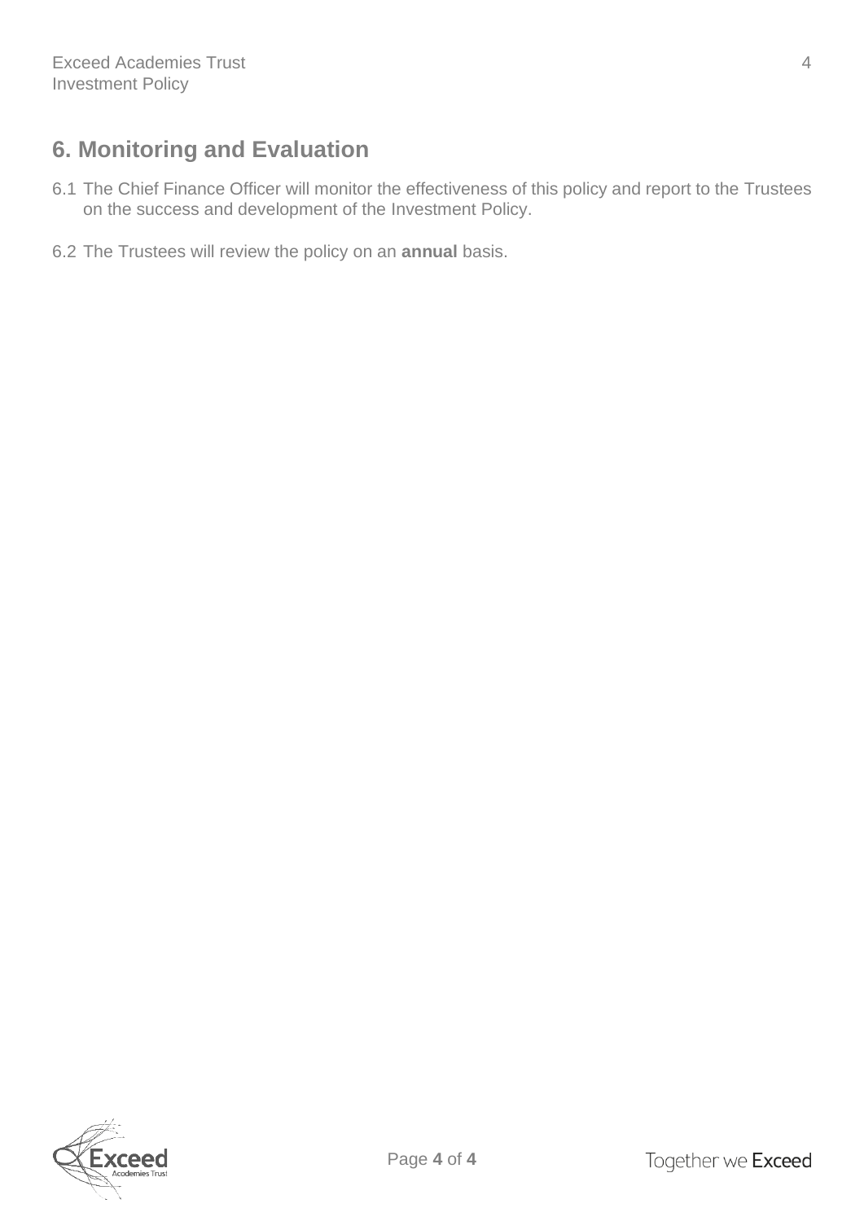## 6. Monitoring and Evaluation

6.1 The Chief Finance Officer will monitor the effectiveness of this policy and report to the Trustees on the success and development of the Investment Policy.

6.2 The Trustees will review the policy on an **annual** basis.